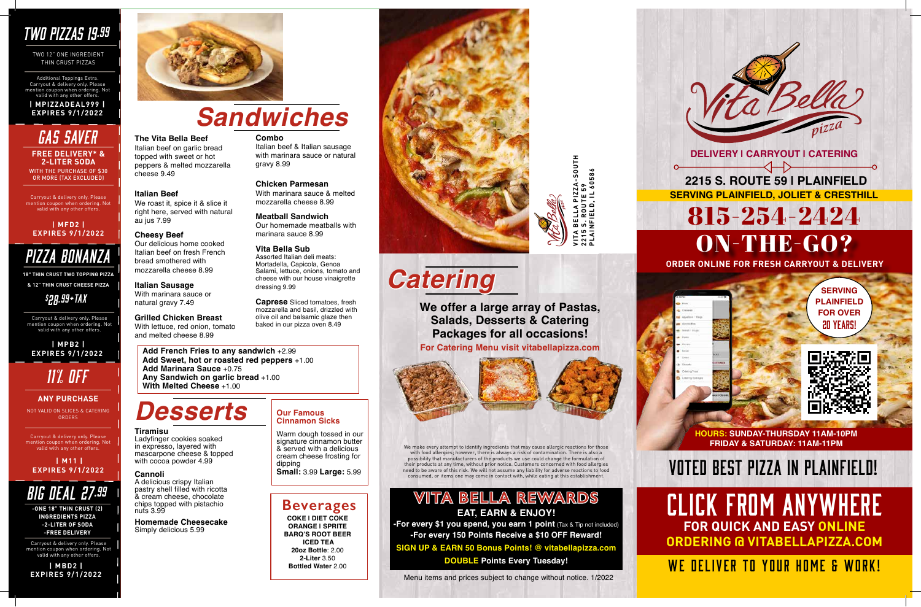## TWO PIZZAS 19.99

TWO 12" ONE INGREDIENT THIN CRUST PIZZAS

Additional Toppings Extra. Carryout & delivery only. Please mention coupon when ordering. Not valid with any other offers.

**| MPIZZADEAL999 |**
**EXPIRES 9/1/2022**

## GAS SAVER

**FREE DELIVERY* & 2-LITER SODA**

WITH THE PURCHASE OF $30 OR MORE (TAX EXCLUDED)

Carryout & delivery only. Please mention coupon when ordering. Not valid with any other offers.

**| MFD2 |**
**EXPIRES 9/1/2022**

## PIZZA BONANZA

**18" THIN CRUST TWO TOPPING PIZZA & 12" THIN CRUST CHEESE PIZZA**

**$28.99+TAX**

Carryout & delivery only. Please mention coupon when ordering. Not valid with any other offers.

**| MPB2 |**
**EXPIRES 9/1/2022**

## 11% OFF

**ANY PURCHASE**

NOT VALID ON SLICES & CATERING ORDERS

Carryout & delivery only. Please mention coupon when ordering. Not valid with any other offers.

**| M11 |**
**EXPIRES 9/1/2022**

## BIG DEAL 27.99

**-ONE 18" THIN CRUST (2) INGREDIENTS PIZZA**
**-2-LITER OF SODA**
**-FREE DELIVERY**

Carryout & delivery only. Please mention coupon when ordering. Not valid with any other offers.

**| MBD2 |**
**EXPIRES 9/1/2022**

# Sandwiches

**The Vita Bella Beef**
Italian beef on garlic bread topped with sweet or hot peppers & melted mozzarella cheese 9.49

**Italian Beef**
We roast it, spice it & slice it right here, served with natural au jus 7.99

**Cheesy Beef**
Our delicious home cooked Italian beef on fresh French bread smothered with mozzarella cheese 8.99

**Italian Sausage**
With marinara sauce or natural gravy 7.49

**Grilled Chicken Breast**
With lettuce, red onion, tomato and melted cheese 8.99

**Combo**
Italian beef & Italian sausage with marinara sauce or natural gravy 8.99

**Chicken Parmesan**
With marinara sauce & melted mozzarella cheese 8.99

**Meatball Sandwich**
Our homemade meatballs with marinara sauce 8.99

**Vita Bella Sub**
Assorted Italian deli meats: Mortadella, Capicola, Genoa Salami, lettuce, onions, tomato and cheese with our house vinaigrette dressing 9.99

**Caprese** Sliced tomatoes, fresh mozzarella and basil, drizzled with olive oil and balsamic glaze then baked in our pizza oven 8.49

**Add French Fries to any sandwich** +2.99
**Add Sweet, hot or roasted red peppers** +1.00
**Add Marinara Sauce** +0.75
**Any Sandwich on garlic bread** +1.00
**With Melted Cheese** +1.00

# Desserts

**Tiramisu**
Ladyfinger cookies soaked in expresso, layered with mascarpone cheese & topped with cocoa powder 4.99

**Cannoli**
A delicious crispy Italian pastry shell filled with ricotta & cream cheese, chocolate chips topped with pistachio nuts 3.99

**Homemade Cheesecake**
Simply delicious 5.99

**Our Famous Cinnamon Sicks**
Warm dough tossed in our signature cinnamon butter & served with a delicious cream cheese frosting for dipping
**Small:** 3.99 **Large:** 5.99

## Beverages

**COKE | DIET COKE**
**ORANGE | SPRITE**
**BARQ'S ROOT BEER**
**ICED TEA**
**20oz Bottle**: 2.00
**2-Liter** 3.50
**Bottled Water** 2.00

VITA BELLA PIZZA-SOUTH
2215 S. ROUTE 59
PLAINFIELD, IL 60586

# Catering

**We offer a large array of Pastas, Salads, Desserts & Catering Packages for all occasions!**

**For Catering Menu visit vitabellapizza.com**

We make every attempt to identify ingredients that may cause allergic reactions for those with food allergies; however, there is always a risk of contamination. There is also a possibility that manufacturers of the products we use could change the formulation of their products at any time, without prior notice. Customers concerned with food allergies need to be aware of this risk. We will not assume any liability for adverse reactions to food consumed, or items one may come in contact with, while eating at this establishment.

## VITA BELLA REWARDS

**EAT, EARN & ENJOY!**

**-For every $1 you spend, you earn 1 point** (Tax & Tip not included)
**-For every 150 Points Receive a $10 OFF Reward!**
**SIGN UP & EARN 50 Bonus Points! @ vitabellapizza.com**
**DOUBLE Points Every Tuesday!**

Menu items and prices subject to change without notice. 1/2022

# Vita Bella pizza

**DELIVERY | CARRYOUT | CATERING**

**2215 S. ROUTE 59 | PLAINFIELD**
**SERVING PLAINFIELD, JOLIET & CRESTHILL**

# 815-254-2424

## ON-THE-GO?

**ORDER ONLINE FOR FRESH CARRYOUT & DELIVERY**

**SERVING PLAINFIELD FOR OVER 20 YEARS!**

**HOURS: SUNDAY-THURSDAY 11AM-10PM**
**FRIDAY & SATURDAY: 11AM-11PM**

## VOTED BEST PIZZA IN PLAINFIELD!

## CLICK FROM ANYWHERE

**FOR QUICK AND EASY ONLINE ORDERING @ VITABELLAPIZZA.COM**

## WE DELIVER TO YOUR HOME & WORK!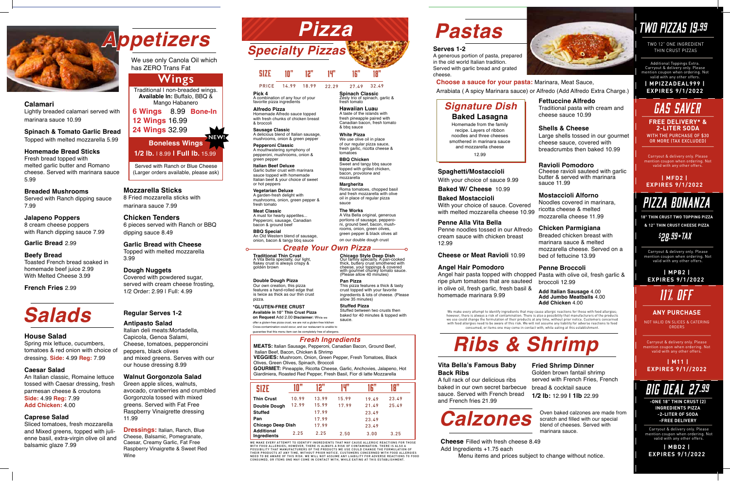# Appetizers

We use only Canola Oil which has ZERO Trans Fat

**Calamari**
Lightly breaded calamari served with marinara sauce 10.99

**Spinach & Tomato Garlic Bread**
Topped with melted mozzarella 5.99

**Homemade Bread Sticks**
Fresh bread topped with melted garlic butter and Romano cheese. Served with marinara sauce 5.99

**Breaded Mushrooms**
Served with Ranch dipping sauce 7.99

**Jalapeno Poppers**
8 cream cheese poppers with Ranch dipping sauce 7.99

**Garlic Bread** 2.99

**Beefy Bread**
Toasted French bread soaked in homemade beef juice 2.99
With Melted Cheese 3.99

**French Fries** 2.99

## Wings

Traditional I non-breaded wings.
**Available In:** Buffalo, BBQ & Mango Habanero

**6 Wings** 8.99 **Bone-In**
**12 Wings** 16.99
**24 Wings** 32.99

NEW!

**Boneless Wings**
**1/2 lb.** I 8.99 I **Full lb.** 15.99

Served with Ranch or Blue Cheese (Larger orders available, please ask)

**Mozzarella Sticks**
8 Fried mozzarella sticks with marinara sauce 7.99

**Chicken Tenders**
6 pieces served with Ranch or BBQ dipping sauce 8.49

**Garlic Bread with Cheese**
Topped with melted mozzarella 3.99

**Dough Nuggets**
Covered with powdered sugar, served with cream cheese frosting, 1/2 Order: 2.99 I Full: 4.99

# Salads

**House Salad**
Spring mix lettuce, cucumbers, tomatoes & red onion with choice of dressing. **Side:** 4.99 **Reg:** 7.99

**Caesar Salad**
An Italian classic, Romaine lettuce tossed with Caesar dressing, fresh parmesan cheese & croutons
**Side:** 4.99 **Reg:** 7.99
**Add Chicken:** 4.00

**Caprese Salad**
Sliced tomatoes, fresh mozzarella and Mixed greens, topped with julienne basil, extra-virgin olive oil and balsamic glaze 7.99

**Regular Serves 1-2**

**Antipasto Salad**
Italian deli meats:Mortadella, Capicola, Genoa Salami, Cheese, tomatoes, pepperoncini peppers, black olives and mixed greens. Serves with our our house dressing 8.99

**Walnut Gorgonzola Salad**
Green apple slices, walnuts, avocado, cranberries and crumbled Gorgonzola tossed with mixed greens. Served with Fat Free Raspberry Vinaigrette dressing 11.99

**Dressings:** Italian, Ranch, Blue Cheese, Balsamic, Pomegranate, Caesar, Creamy Garlic, Fat Free Raspberry Vinaigrette & Sweet Red Wine

# Pizza

## Specialty Pizzas

| SIZE | 10" | 12" | 14" | 16" | 18" |
|---|---|---|---|---|---|
| PRICE | 14.99 | 18.99 | 22.29 | 27.49 | 32.49 |

**Pick 4**
A combination of any four of your favorite pizza ingredients

**Alfredo Pizza**
Homemade Alfredo sauce topped with fresh chunks of chicken breast & broccoli

**Sausage Classic**
A delicious blend of Italian sausage, mushrooms, onion & green pepper

**Pepperoni Classic**
A mouthwatering symphony of pepperoni, mushrooms, onion & green pepper

**Italian Beef Deluxe**
Garlic butter crust with marinara sauce topped with homemade Italian beef & your choice of sweet or hot peppers

**Vegetarian Deluxe**
A garden-fresh delight with mushrooms, onion, green pepper & fresh tomato

**Meat Classic**
A must for hearty appetites... Pepperoni, sausage, Canadian bacon & ground beef

**BBQ Special**
An Old Western blend of sausage, onion, bacon & tangy bbq sauce

**Spinach Classic**
Zesty trio of spinach, garlic & fresh tomato

**Hawaiian Luau**
A taste of the islands with fresh pineapple paired with Canadian bacon, fresh tomato & bbq sauce

**White Pizza**
We use olive oil in place of our regular pizza sauce, fresh garlic, ricotta cheese & tomatoes

**BBQ Chicken**
Sweet and tangy bbq sauce topped with grilled chicken, bacon, provolone and mozzarella

**Margherita**
Roma tomatoes, chopped basil and fresh mozzarella with olive oil in place of regular pizza sauce

**The Works**
A Vita Bella original, generous portions of sausage, pepperoni, ground beef, bacon, mushrooms, onion, green olives, green pepper & black olives all on our double dough crust

## Create Your Own Pizza

**Traditional Thin Crust**
A Vita Bella specialty, our light, flakey crust is always crispy & golden brown

**Double Dough Pizza**
Our own creation, this pizza features a hand-rolled edge that is twice as thick as our thin crust pizza.

***GLUTEN-FREE CRUST**
**Available in 10" Thin Crust Pizza on Request** Add 2.00 **Disclaimer:** While we offer a gluten-free pizza crust, we are not a gluten-free kitchen Cross-contamination could occur, and our restaurant is unable to guarantee that this menu item can be completely free of allergens.

**Chicago Style Deep Dish**
Our family specialty. A pan-cooked thick, buttery crust smothered with cheese, your toppings & covered with gourmet chunky tomato sauce. (Please allow 40 minutes)

**Pan Pizza**
This pizza features a thick & tasty crust topped with your favorite ingredients & lots of cheese. (Please allow 35 minutes)

**Stuffed Pizza**
Stuffed between two crusts then baked for 40 minutes & topped with sauce.

### Fresh Ingredients

**MEATS:** Italian Sausage, Pepperoni, Canadian Bacon, Ground Beef, Italian Beef, Bacon, Chicken & Shrimp
**VEGGIES:** Mushroom, Onion, Green Pepper, Fresh Tomatoes, Black Olives, Green Olives, Spinach, Broccoli
**GOURMET:** Pineapple, Ricotta Cheese, Garlic, Anchovies, Jalapeno, Hot Giardiniera, Roasted Red Pepper, Fresh Basil, Fior di latte Mozzarella

| SIZE | 10" | 12" | 14" | 16" | 18" |
|---|---|---|---|---|---|
| Thin Crust | 10.99 | 13.99 | 15.99 | 19.49 | 23.49 |
| Double Dough | 12.99 | 15.99 | 17.99 | 21.49 | 25.49 |
| Stuffed | | 17.99 | | 23.49 | |
| Pan | | 17.99 | | 23.49 | |
| Chicago Deep Dish | | 17.99 | | 23.49 | |
| Additional Ingredients | 2.25 | 2.25 | 2.50 | 3.00 | 3.25 |

WE MAKE EVERY ATTEMPT TO IDENTIFY INGREDIENTS THAT MAY CAUSE ALLERGIC REACTIONS FOR THOSE WITH FOOD ALLERGIES; HOWEVER, THERE IS ALWAYS A RISK OF CONTAMINATION. THERE IS ALSO A POSSIBILITY THAT MANUFACTURERS OF THE PRODUCTS WE USE COULD CHANGE THE FORMULATION OF THEIR PRODUCTS AT ANY TIME, WITHOUT PRIOR NOTICE. CUSTOMERS CONCERNED WITH FOOD ALLERGIES NEED TO BE AWARE OF THIS RISK. WE WILL NOT ASSUME ANY LIABILITY FOR ADVERSE REACTIONS TO FOOD CONSUMED, OR ITEMS ONE MAY COME IN CONTACT WITH, WHILE EATING AT THIS ESTABLISHMENT.

# Pastas

**Serves 1-2**
A generous portion of pasta, prepared in the old world Italian tradition. Served with garlic bread and grated cheese.

**Choose a sauce for your pasta:** Marinara, Meat Sauce, Arrabiata ( A spicy Marinara sauce) or Alfredo (Add Alfredo Extra Charge.)

### Signature Dish
**Baked Lasagna**
Homemade from the family recipe. Layers of ribbon noodles and three cheeses smothered in marinara sauce and mozzarella cheese
12.99

**Spaghetti/Mostaccioli**
With your choice of sauce 9.99

**Baked W/ Cheese** 10.99

**Baked Mostacciolí**
With your choice of sauce. Covered with melted mozzarella cheese 10.99

**Penne Alla Vita Bella**
Penne noodles tossed in our Alfredo cream sauce with chicken breast 12.99

**Cheese or Meat Ravioli** 10.99

**Angel Hair Pomodoro**
Angel hair pasta topped with chopped ripe plum tomatoes that are sauteed in olive oil, fresh garlic, fresh basil & homemade marinara 9.99

**Fettuccine Alfredo**
Traditional pasta with cream and cheese sauce 10.99

**Shells & Cheese**
Large shells tossed in our gourmet cheese sauce, covered with breadcrumbs then baked 10.99

**Ravioli Pomodoro**
Cheese ravioli sauteed with garlic butter & served with marinara sauce 11.99

**Mostaccioli Alforno**
Noodles covered in marinara, ricotta cheese & melted mozzarella cheese 11.99

**Chicken Parmigiana**
Breaded chicken breast with marinara sauce & melted mozzarella cheese. Served on a bed of fettucine 13.99

**Penne Broccoli**
Pasta with olive oil, fresh garlic & broccoli 12.99

**Add Italian Sausage** 4.00
**Add Jumbo Meatballs** 4.00
**Add Chicken** 4.00

We make every attempt to identify ingredients that may cause allergic reactions for those with food allergies; however, there is always a risk of contamination. There is also a possibility that manufacturers of the products we use could change the formulation of their products at any time, without prior notice. Customers concerned with food allergies need to be aware of this risk. We will not assume any liability for adverse reactions to food consumed, or items one may come in contact with, while eating at this establishment.

# Ribs & Shrimp

**Vita Bella's Famous Baby Back Ribs**
A full rack of our delicious ribs baked in our own secret barbecue sauce. Served with French bread and French fries 21.99

**Fried Shrimp Dinner**
Golden brown fantail shrimp served with French Fries, French bread & cocktail sauce
**1/2 lb:** 12.99 I **1lb** 22.99

# Calzones

Oven baked calzones are made from scratch and filled with our special blend of cheeses. Served with marinara sauce.

**Cheese** Filled with fresh cheese 8.49
Add Ingredients +1.75 each

Menu items and prices subject to change without notice.

## TWO PIZZAS 19.99

TWO 12" ONE INGREDIENT THIN CRUST PIZZAS

Additional Toppings Extra. Carryout & delivery only. Please mention coupon when ordering. Not valid with any other offers.

**| MPIZZADEAL999 |**
**EXPIRES 9/1/2022**

## GAS SAVER

**FREE DELIVERY* & 2-LITER SODA**
WITH THE PURCHASE OF $30 OR MORE (TAX EXCLUDED)

Carryout & delivery only. Please mention coupon when ordering. Not valid with any other offers.

**| MFD2 |**
**EXPIRES 9/1/2022**

## PIZZA BONANZA

**18" THIN CRUST TWO TOPPING PIZZA & 12" THIN CRUST CHEESE PIZZA**

**$28.99+TAX**

Carryout & delivery only. Please mention coupon when ordering. Not valid with any other offers.

**| MPB2 |**
**EXPIRES 9/1/2022**

## 11% OFF

**ANY PURCHASE**
NOT VALID ON SLICES & CATERING ORDERS

Carryout & delivery only. Please mention coupon when ordering. Not valid with any other offers.

**| M11 |**
**EXPIRES 9/1//2022**

## BIG DEAL 27.99

**-ONE 18" THIN CRUST (2) INGREDIENTS PIZZA**
**-2-LITER OF SODA**
**-FREE DELIVERY**

Carryout & delivery only. Please mention coupon when ordering. Not valid with any other offers.

**| MBD2 |**
**EXPIRES 9/1/2022**